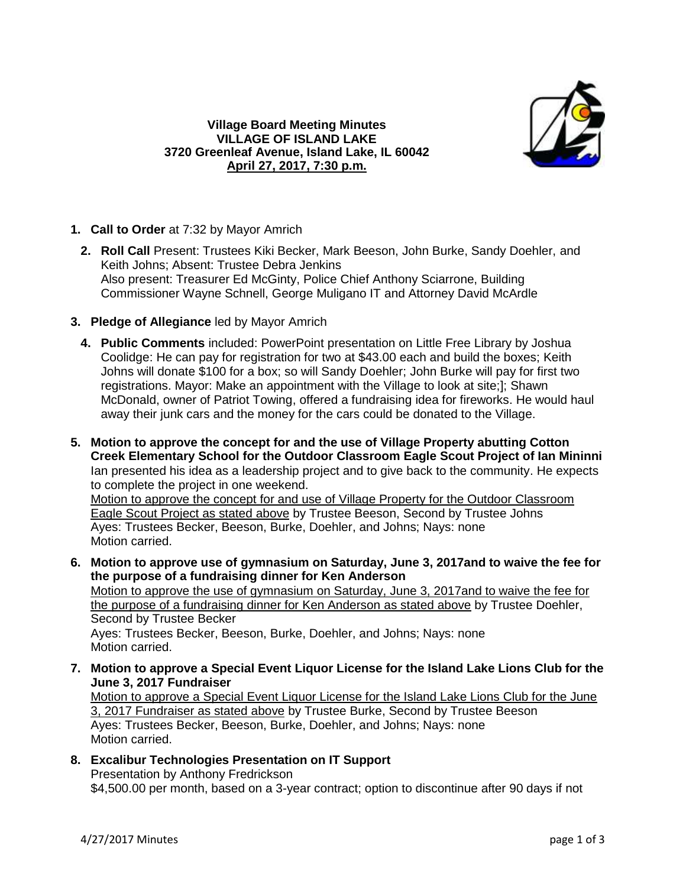**Village Board Meeting Minutes**
**VILLAGE OF ISLAND LAKE**
**3720 Greenleaf Avenue, Island Lake, IL 60042**
**April 27, 2017, 7:30 p.m.**

1. **Call to Order** at 7:32 by Mayor Amrich

2. **Roll Call** Present: Trustees Kiki Becker, Mark Beeson, John Burke, Sandy Doehler, and Keith Johns; Absent: Trustee Debra Jenkins
   Also present: Treasurer Ed McGinty, Police Chief Anthony Sciarrone, Building Commissioner Wayne Schnell, George Muligano IT and Attorney David McArdle

3. **Pledge of Allegiance** led by Mayor Amrich

4. **Public Comments** included: PowerPoint presentation on Little Free Library by Joshua Coolidge: He can pay for registration for two at $43.00 each and build the boxes; Keith Johns will donate $100 for a box; so will Sandy Doehler; John Burke will pay for first two registrations. Mayor: Make an appointment with the Village to look at site;]; Shawn McDonald, owner of Patriot Towing, offered a fundraising idea for fireworks. He would haul away their junk cars and the money for the cars could be donated to the Village.

5. **Motion to approve the concept for and the use of Village Property abutting Cotton Creek Elementary School for the Outdoor Classroom Eagle Scout Project of Ian Mininni**
   Ian presented his idea as a leadership project and to give back to the community. He expects to complete the project in one weekend.
   <u>Motion to approve the concept for and use of Village Property for the Outdoor Classroom Eagle Scout Project as stated above</u> by Trustee Beeson, Second by Trustee Johns
   Ayes: Trustees Becker, Beeson, Burke, Doehler, and Johns; Nays: none
   Motion carried.

6. **Motion to approve use of gymnasium on Saturday, June 3, 2017and to waive the fee for the purpose of a fundraising dinner for Ken Anderson**
   <u>Motion to approve the use of gymnasium on Saturday, June 3, 2017and to waive the fee for the purpose of a fundraising dinner for Ken Anderson as stated above</u> by Trustee Doehler, Second by Trustee Becker
   Ayes: Trustees Becker, Beeson, Burke, Doehler, and Johns; Nays: none
   Motion carried.

7. **Motion to approve a Special Event Liquor License for the Island Lake Lions Club for the June 3, 2017 Fundraiser**
   <u>Motion to approve a Special Event Liquor License for the Island Lake Lions Club for the June 3, 2017 Fundraiser as stated above</u> by Trustee Burke, Second by Trustee Beeson
   Ayes: Trustees Becker, Beeson, Burke, Doehler, and Johns; Nays: none
   Motion carried.

8. **Excalibur Technologies Presentation on IT Support**
   Presentation by Anthony Fredrickson
   $4,500.00 per month, based on a 3-year contract; option to discontinue after 90 days if not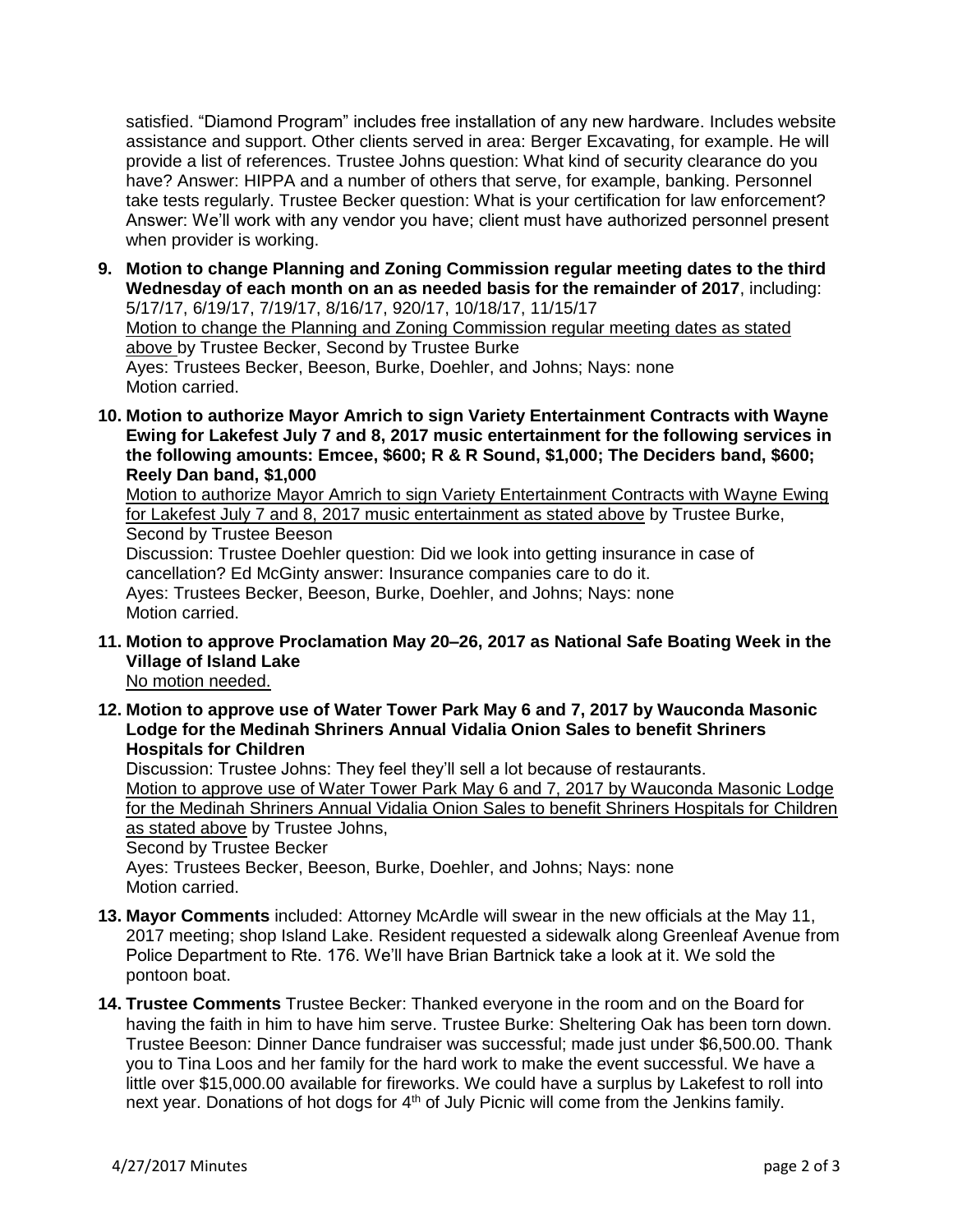satisfied. "Diamond Program" includes free installation of any new hardware. Includes website assistance and support. Other clients served in area: Berger Excavating, for example. He will provide a list of references. Trustee Johns question: What kind of security clearance do you have? Answer: HIPPA and a number of others that serve, for example, banking. Personnel take tests regularly. Trustee Becker question: What is your certification for law enforcement? Answer: We'll work with any vendor you have; client must have authorized personnel present when provider is working.

**9. Motion to change Planning and Zoning Commission regular meeting dates to the third Wednesday of each month on an as needed basis for the remainder of 2017**, including: 5/17/17, 6/19/17, 7/19/17, 8/16/17, 920/17, 10/18/17, 11/15/17
<u>Motion to change the Planning and Zoning Commission regular meeting dates as stated above</u> by Trustee Becker, Second by Trustee Burke
Ayes: Trustees Becker, Beeson, Burke, Doehler, and Johns; Nays: none
Motion carried.

**10. Motion to authorize Mayor Amrich to sign Variety Entertainment Contracts with Wayne Ewing for Lakefest July 7 and 8, 2017 music entertainment for the following services in the following amounts: Emcee, $600; R & R Sound, $1,000; The Deciders band, $600; Reely Dan band, $1,000**
<u>Motion to authorize Mayor Amrich to sign Variety Entertainment Contracts with Wayne Ewing for Lakefest July 7 and 8, 2017 music entertainment as stated above</u> by Trustee Burke, Second by Trustee Beeson
Discussion: Trustee Doehler question: Did we look into getting insurance in case of cancellation? Ed McGinty answer: Insurance companies care to do it.
Ayes: Trustees Becker, Beeson, Burke, Doehler, and Johns; Nays: none
Motion carried.

**11. Motion to approve Proclamation May 20–26, 2017 as National Safe Boating Week in the Village of Island Lake**
<u>No motion needed.</u>

**12. Motion to approve use of Water Tower Park May 6 and 7, 2017 by Wauconda Masonic Lodge for the Medinah Shriners Annual Vidalia Onion Sales to benefit Shriners Hospitals for Children**
Discussion: Trustee Johns: They feel they'll sell a lot because of restaurants.
<u>Motion to approve use of Water Tower Park May 6 and 7, 2017 by Wauconda Masonic Lodge for the Medinah Shriners Annual Vidalia Onion Sales to benefit Shriners Hospitals for Children as stated above</u> by Trustee Johns,
Second by Trustee Becker
Ayes: Trustees Becker, Beeson, Burke, Doehler, and Johns; Nays: none
Motion carried.

**13. Mayor Comments** included: Attorney McArdle will swear in the new officials at the May 11, 2017 meeting; shop Island Lake. Resident requested a sidewalk along Greenleaf Avenue from Police Department to Rte. 176. We'll have Brian Bartnick take a look at it. We sold the pontoon boat.

**14. Trustee Comments** Trustee Becker: Thanked everyone in the room and on the Board for having the faith in him to have him serve. Trustee Burke: Sheltering Oak has been torn down. Trustee Beeson: Dinner Dance fundraiser was successful; made just under $6,500.00. Thank you to Tina Loos and her family for the hard work to make the event successful. We have a little over $15,000.00 available for fireworks. We could have a surplus by Lakefest to roll into next year. Donations of hot dogs for 4th of July Picnic will come from the Jenkins family.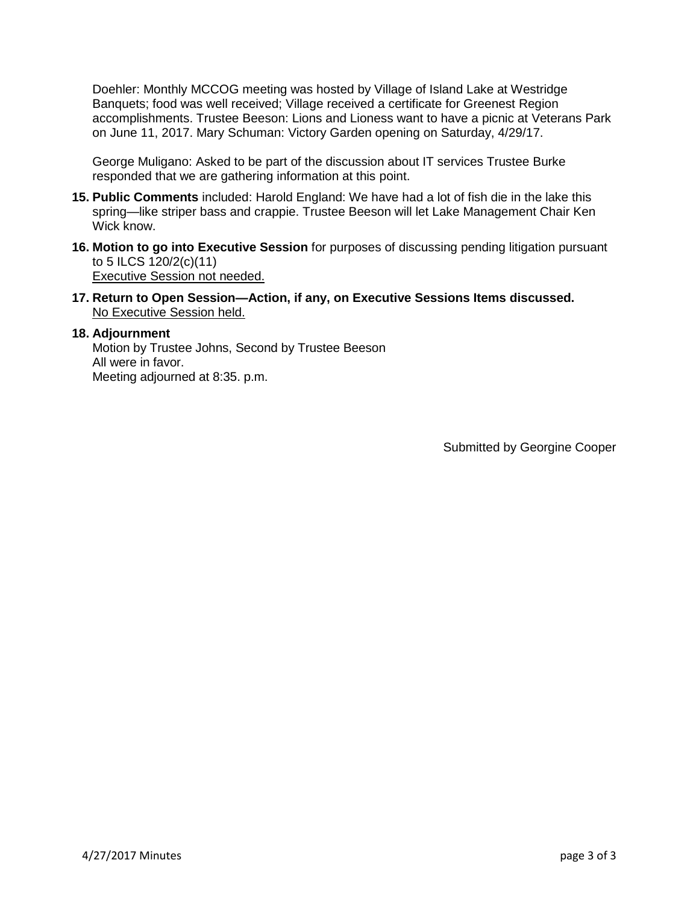Doehler: Monthly MCCOG meeting was hosted by Village of Island Lake at Westridge Banquets; food was well received; Village received a certificate for Greenest Region accomplishments. Trustee Beeson: Lions and Lioness want to have a picnic at Veterans Park on June 11, 2017. Mary Schuman: Victory Garden opening on Saturday, 4/29/17.

George Muligano: Asked to be part of the discussion about IT services Trustee Burke responded that we are gathering information at this point.

15. **Public Comments** included: Harold England: We have had a lot of fish die in the lake this spring—like striper bass and crappie. Trustee Beeson will let Lake Management Chair Ken Wick know.
16. **Motion to go into Executive Session** for purposes of discussing pending litigation pursuant to 5 ILCS 120/2(c)(11)
    <u>Executive Session not needed.</u>
17. **Return to Open Session—Action, if any, on Executive Sessions Items discussed.**
    <u>No Executive Session held.</u>
18. **Adjournment**
    Motion by Trustee Johns, Second by Trustee Beeson
    All were in favor.
    Meeting adjourned at 8:35. p.m.

Submitted by Georgine Cooper